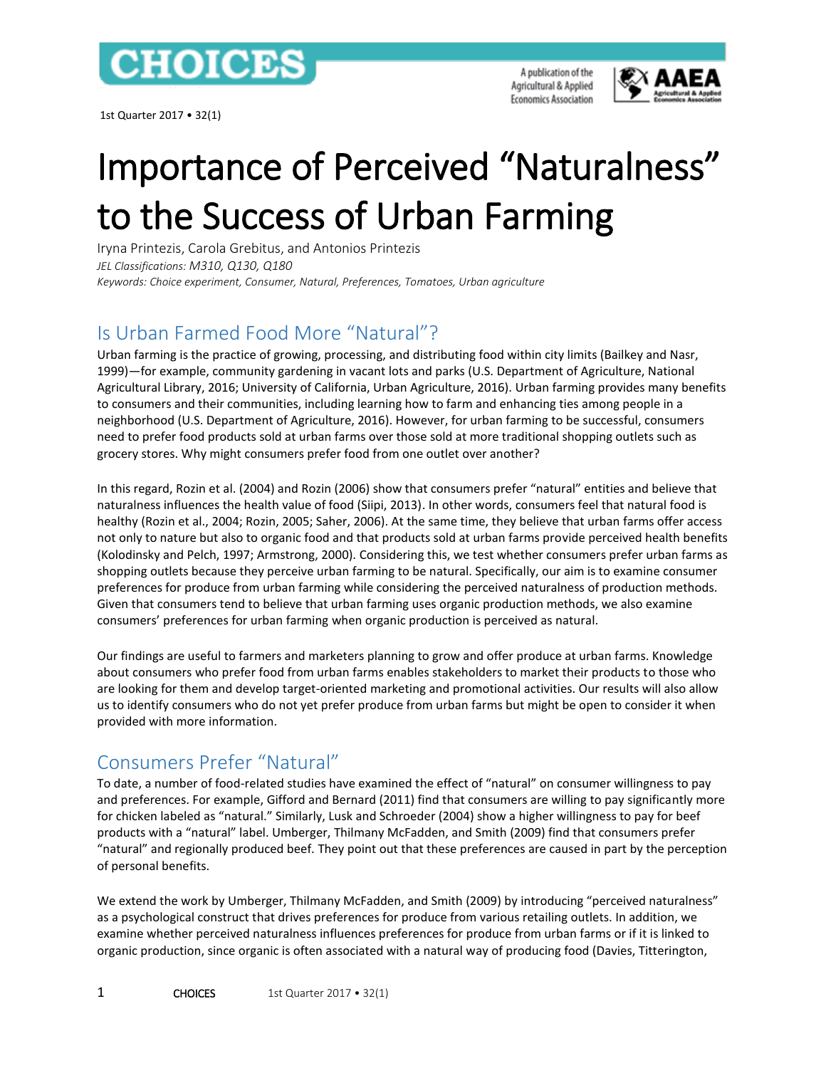# Importance of Perceived "Naturalness" to the Success of Urban Farming

Iryna Printezis, Carola Grebitus, and Antonios Printezis

*JEL Classifications: M310, Q130, Q180*

*Keywords: Choice experiment, Consumer, Natural, Preferences, Tomatoes, Urban agriculture*

## Is Urban Farmed Food More "Natural"?

Urban farming is the practice of growing, processing, and distributing food within city limits (Bailkey and Nasr, 1999)—for example, community gardening in vacant lots and parks (U.S. Department of Agriculture, National Agricultural Library, 2016; University of California, Urban Agriculture, 2016). Urban farming provides many benefits to consumers and their communities, including learning how to farm and enhancing ties among people in a neighborhood (U.S. Department of Agriculture, 2016). However, for urban farming to be successful, consumers need to prefer food products sold at urban farms over those sold at more traditional shopping outlets such as grocery stores. Why might consumers prefer food from one outlet over another?

In this regard, Rozin et al. (2004) and Rozin (2006) show that consumers prefer "natural" entities and believe that naturalness influences the health value of food (Siipi, 2013). In other words, consumers feel that natural food is healthy (Rozin et al., 2004; Rozin, 2005; Saher, 2006). At the same time, they believe that urban farms offer access not only to nature but also to organic food and that products sold at urban farms provide perceived health benefits (Kolodinsky and Pelch, 1997; Armstrong, 2000). Considering this, we test whether consumers prefer urban farms as shopping outlets because they perceive urban farming to be natural. Specifically, our aim is to examine consumer preferences for produce from urban farming while considering the perceived naturalness of production methods. Given that consumers tend to believe that urban farming uses organic production methods, we also examine consumers' preferences for urban farming when organic production is perceived as natural.

Our findings are useful to farmers and marketers planning to grow and offer produce at urban farms. Knowledge about consumers who prefer food from urban farms enables stakeholders to market their products to those who are looking for them and develop target-oriented marketing and promotional activities. Our results will also allow us to identify consumers who do not yet prefer produce from urban farms but might be open to consider it when provided with more information.

## Consumers Prefer "Natural"

To date, a number of food-related studies have examined the effect of "natural" on consumer willingness to pay and preferences. For example, Gifford and Bernard (2011) find that consumers are willing to pay significantly more for chicken labeled as "natural." Similarly, Lusk and Schroeder (2004) show a higher willingness to pay for beef products with a "natural" label. Umberger, Thilmany McFadden, and Smith (2009) find that consumers prefer "natural" and regionally produced beef. They point out that these preferences are caused in part by the perception of personal benefits.

We extend the work by Umberger, Thilmany McFadden, and Smith (2009) by introducing "perceived naturalness" as a psychological construct that drives preferences for produce from various retailing outlets. In addition, we examine whether perceived naturalness influences preferences for produce from urban farms or if it is linked to organic production, since organic is often associated with a natural way of producing food (Davies, Titterington,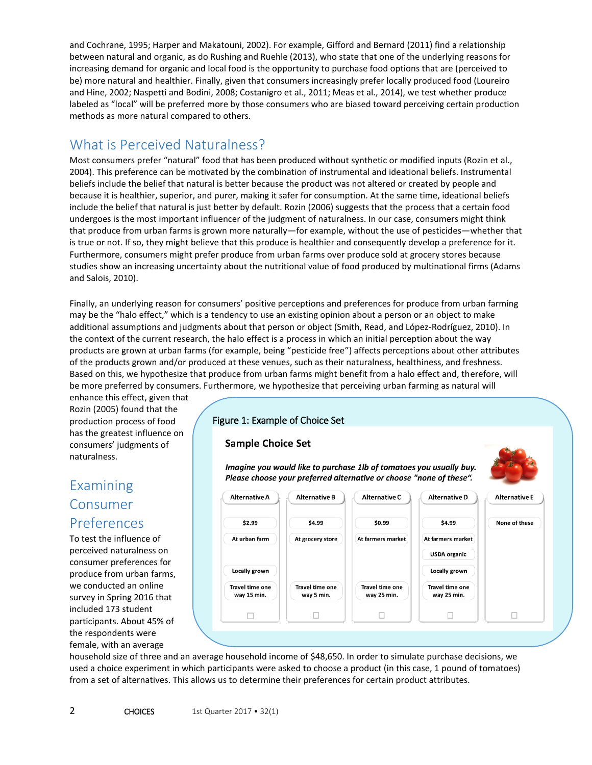and Cochrane, 1995; Harper and Makatouni, 2002). For example, Gifford and Bernard (2011) find a relationship between natural and organic, as do Rushing and Ruehle (2013), who state that one of the underlying reasons for increasing demand for organic and local food is the opportunity to purchase food options that are (perceived to be) more natural and healthier. Finally, given that consumers increasingly prefer locally produced food (Loureiro and Hine, 2002; Naspetti and Bodini, 2008; Costanigro et al., 2011; Meas et al., 2014), we test whether produce labeled as "local" will be preferred more by those consumers who are biased toward perceiving certain production methods as more natural compared to others.

## What is Perceived Naturalness?

Most consumers prefer "natural" food that has been produced without synthetic or modified inputs (Rozin et al., 2004). This preference can be motivated by the combination of instrumental and ideational beliefs. Instrumental beliefs include the belief that natural is better because the product was not altered or created by people and because it is healthier, superior, and purer, making it safer for consumption. At the same time, ideational beliefs include the belief that natural is just better by default. Rozin (2006) suggests that the process that a certain food undergoes is the most important influencer of the judgment of naturalness. In our case, consumers might think that produce from urban farms is grown more naturally—for example, without the use of pesticides—whether that is true or not. If so, they might believe that this produce is healthier and consequently develop a preference for it. Furthermore, consumers might prefer produce from urban farms over produce sold at grocery stores because studies show an increasing uncertainty about the nutritional value of food produced by multinational firms (Adams and Salois, 2010).

Finally, an underlying reason for consumers' positive perceptions and preferences for produce from urban farming may be the "halo effect," which is a tendency to use an existing opinion about a person or an object to make additional assumptions and judgments about that person or object (Smith, Read, and López-Rodríguez, 2010). In the context of the current research, the halo effect is a process in which an initial perception about the way products are grown at urban farms (for example, being "pesticide free") affects perceptions about other attributes of the products grown and/or produced at these venues, such as their naturalness, healthiness, and freshness. Based on this, we hypothesize that produce from urban farms might benefit from a halo effect and, therefore, will be more preferred by consumers. Furthermore, we hypothesize that perceiving urban farming as natural will enhance this effect, given that Rozin (2005) found that the production process of food has the greatest influence on consumers' judgments of naturalness.

## Examining Consumer Preferences

To test the influence of perceived naturalness on consumer preferences for produce from urban farms, we conducted an online survey in Spring 2016 that included 173 student participants. About 45% of the respondents were female, with an average household size of three and an average household income of $48,650. In order to simulate purchase decisions, we used a choice experiment in which participants were asked to choose a product (in this case, 1 pound of tomatoes) from a set of alternatives. This allows us to determine their preferences for certain product attributes.

Figure 1: Example of Choice Set

**Sample Choice Set**

***Imagine you would like to purchase 1lb of tomatoes you usually buy. Please choose your preferred alternative or choose "none of these".***

| Alternative A | Alternative B | Alternative C | Alternative D | Alternative E |
|---|---|---|---|---|
| $2.99 | $4.99 | $0.99 | $4.99 | None of these |
| At urban farm | At grocery store | At farmers market | At farmers market | |
| | | | USDA organic | |
| Locally grown | | | Locally grown | |
| Travel time one way 15 min. | Travel time one way 5 min. | Travel time one way 25 min. | Travel time one way 25 min. | |
| ☐ | ☐ | ☐ | ☐ | ☐ |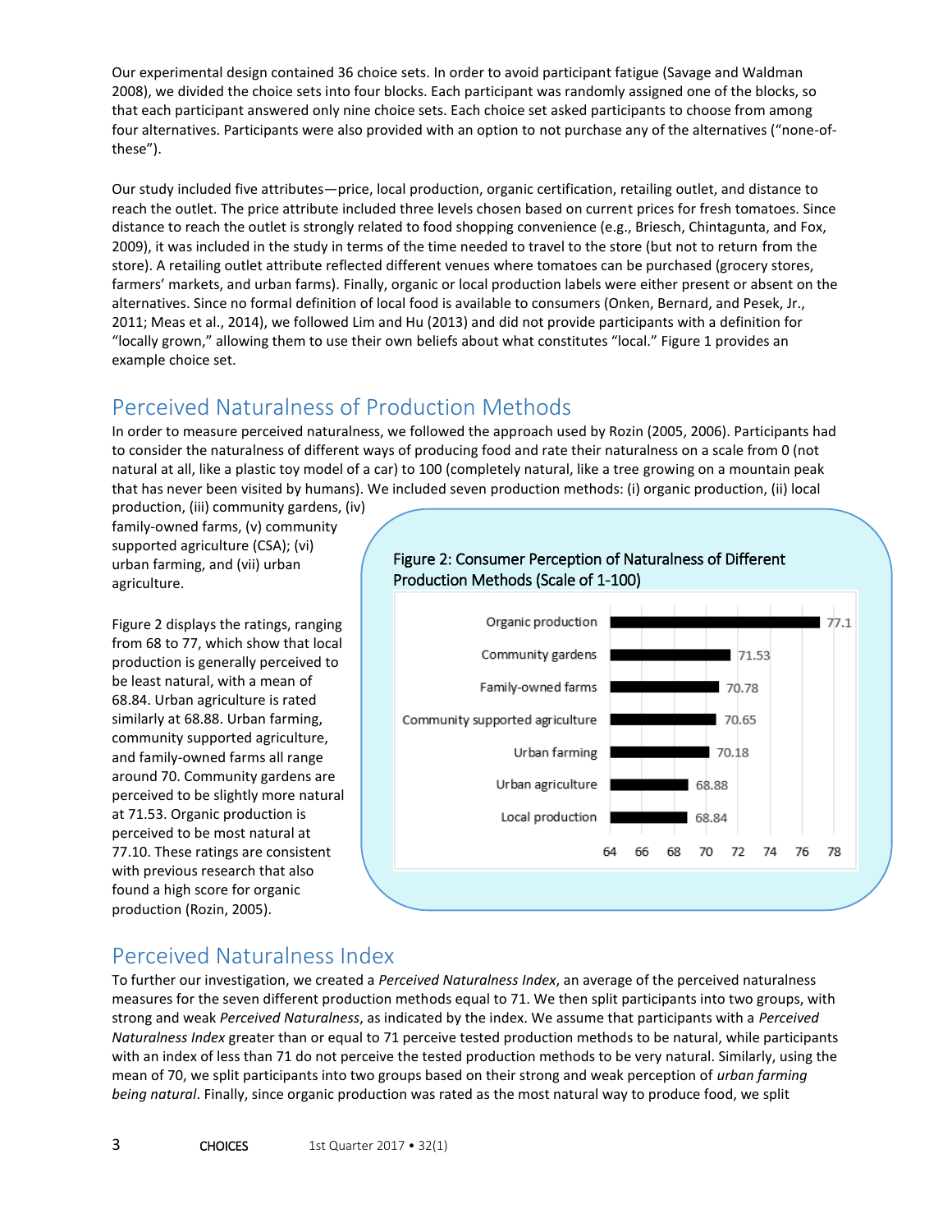Our experimental design contained 36 choice sets. In order to avoid participant fatigue (Savage and Waldman 2008), we divided the choice sets into four blocks. Each participant was randomly assigned one of the blocks, so that each participant answered only nine choice sets. Each choice set asked participants to choose from among four alternatives. Participants were also provided with an option to not purchase any of the alternatives ("none-of-these").

Our study included five attributes—price, local production, organic certification, retailing outlet, and distance to reach the outlet. The price attribute included three levels chosen based on current prices for fresh tomatoes. Since distance to reach the outlet is strongly related to food shopping convenience (e.g., Briesch, Chintagunta, and Fox, 2009), it was included in the study in terms of the time needed to travel to the store (but not to return from the store). A retailing outlet attribute reflected different venues where tomatoes can be purchased (grocery stores, farmers' markets, and urban farms). Finally, organic or local production labels were either present or absent on the alternatives. Since no formal definition of local food is available to consumers (Onken, Bernard, and Pesek, Jr., 2011; Meas et al., 2014), we followed Lim and Hu (2013) and did not provide participants with a definition for "locally grown," allowing them to use their own beliefs about what constitutes "local." Figure 1 provides an example choice set.

## Perceived Naturalness of Production Methods

In order to measure perceived naturalness, we followed the approach used by Rozin (2005, 2006). Participants had to consider the naturalness of different ways of producing food and rate their naturalness on a scale from 0 (not natural at all, like a plastic toy model of a car) to 100 (completely natural, like a tree growing on a mountain peak that has never been visited by humans). We included seven production methods: (i) organic production, (ii) local production, (iii) community gardens, (iv) family-owned farms, (v) community supported agriculture (CSA); (vi) urban farming, and (vii) urban agriculture.

Figure 2 displays the ratings, ranging from 68 to 77, which show that local production is generally perceived to be least natural, with a mean of 68.84. Urban agriculture is rated similarly at 68.88. Urban farming, community supported agriculture, and family-owned farms all range around 70. Community gardens are perceived to be slightly more natural at 71.53. Organic production is perceived to be most natural at 77.10. These ratings are consistent with previous research that also found a high score for organic production (Rozin, 2005).

**Figure 2: Consumer Perception of Naturalness of Different Production Methods (Scale of 1-100)**

| Production method | Rating |
|---|---|
| Organic production | 77.1 |
| Community gardens | 71.53 |
| Family-owned farms | 70.78 |
| Community supported agriculture | 70.65 |
| Urban farming | 70.18 |
| Urban agriculture | 68.88 |
| Local production | 68.84 |

## Perceived Naturalness Index

To further our investigation, we created a *Perceived Naturalness Index*, an average of the perceived naturalness measures for the seven different production methods equal to 71. We then split participants into two groups, with strong and weak *Perceived Naturalness*, as indicated by the index. We assume that participants with a *Perceived Naturalness Index* greater than or equal to 71 perceive tested production methods to be natural, while participants with an index of less than 71 do not perceive the tested production methods to be very natural. Similarly, using the mean of 70, we split participants into two groups based on their strong and weak perception of *urban farming being natural*. Finally, since organic production was rated as the most natural way to produce food, we split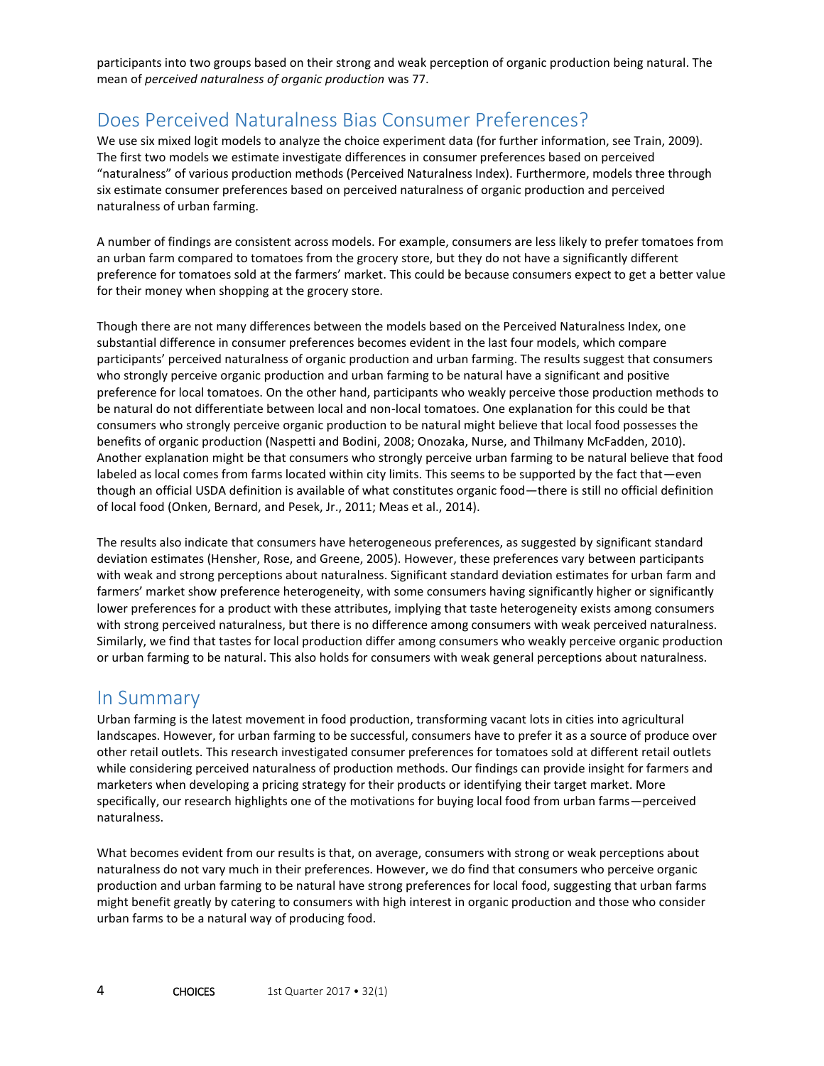participants into two groups based on their strong and weak perception of organic production being natural. The mean of *perceived naturalness of organic production* was 77.

## Does Perceived Naturalness Bias Consumer Preferences?

We use six mixed logit models to analyze the choice experiment data (for further information, see Train, 2009). The first two models we estimate investigate differences in consumer preferences based on perceived "naturalness" of various production methods (Perceived Naturalness Index). Furthermore, models three through six estimate consumer preferences based on perceived naturalness of organic production and perceived naturalness of urban farming.

A number of findings are consistent across models. For example, consumers are less likely to prefer tomatoes from an urban farm compared to tomatoes from the grocery store, but they do not have a significantly different preference for tomatoes sold at the farmers' market. This could be because consumers expect to get a better value for their money when shopping at the grocery store.

Though there are not many differences between the models based on the Perceived Naturalness Index, one substantial difference in consumer preferences becomes evident in the last four models, which compare participants' perceived naturalness of organic production and urban farming. The results suggest that consumers who strongly perceive organic production and urban farming to be natural have a significant and positive preference for local tomatoes. On the other hand, participants who weakly perceive those production methods to be natural do not differentiate between local and non-local tomatoes. One explanation for this could be that consumers who strongly perceive organic production to be natural might believe that local food possesses the benefits of organic production (Naspetti and Bodini, 2008; Onozaka, Nurse, and Thilmany McFadden, 2010). Another explanation might be that consumers who strongly perceive urban farming to be natural believe that food labeled as local comes from farms located within city limits. This seems to be supported by the fact that—even though an official USDA definition is available of what constitutes organic food—there is still no official definition of local food (Onken, Bernard, and Pesek, Jr., 2011; Meas et al., 2014).

The results also indicate that consumers have heterogeneous preferences, as suggested by significant standard deviation estimates (Hensher, Rose, and Greene, 2005). However, these preferences vary between participants with weak and strong perceptions about naturalness. Significant standard deviation estimates for urban farm and farmers' market show preference heterogeneity, with some consumers having significantly higher or significantly lower preferences for a product with these attributes, implying that taste heterogeneity exists among consumers with strong perceived naturalness, but there is no difference among consumers with weak perceived naturalness. Similarly, we find that tastes for local production differ among consumers who weakly perceive organic production or urban farming to be natural. This also holds for consumers with weak general perceptions about naturalness.

## In Summary

Urban farming is the latest movement in food production, transforming vacant lots in cities into agricultural landscapes. However, for urban farming to be successful, consumers have to prefer it as a source of produce over other retail outlets. This research investigated consumer preferences for tomatoes sold at different retail outlets while considering perceived naturalness of production methods. Our findings can provide insight for farmers and marketers when developing a pricing strategy for their products or identifying their target market. More specifically, our research highlights one of the motivations for buying local food from urban farms—perceived naturalness.

What becomes evident from our results is that, on average, consumers with strong or weak perceptions about naturalness do not vary much in their preferences. However, we do find that consumers who perceive organic production and urban farming to be natural have strong preferences for local food, suggesting that urban farms might benefit greatly by catering to consumers with high interest in organic production and those who consider urban farms to be a natural way of producing food.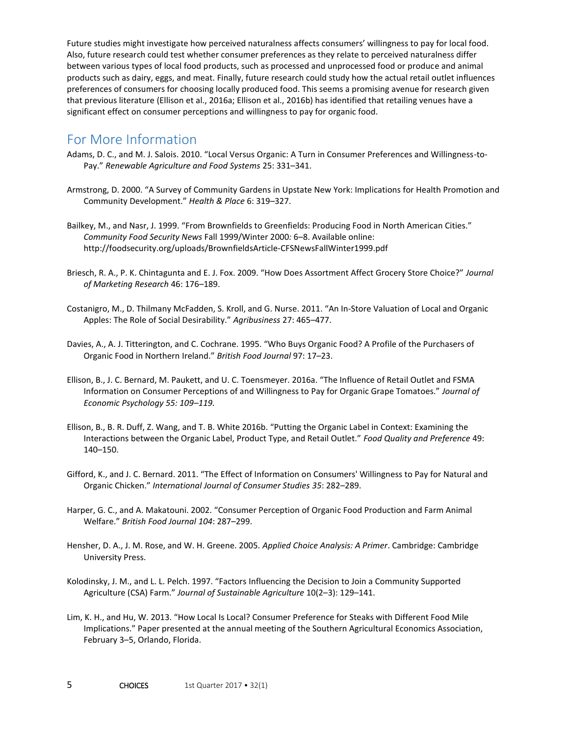Future studies might investigate how perceived naturalness affects consumers' willingness to pay for local food. Also, future research could test whether consumer preferences as they relate to perceived naturalness differ between various types of local food products, such as processed and unprocessed food or produce and animal products such as dairy, eggs, and meat. Finally, future research could study how the actual retail outlet influences preferences of consumers for choosing locally produced food. This seems a promising avenue for research given that previous literature (Ellison et al., 2016a; Ellison et al., 2016b) has identified that retailing venues have a significant effect on consumer perceptions and willingness to pay for organic food.

## For More Information

Adams, D. C., and M. J. Salois. 2010. "Local Versus Organic: A Turn in Consumer Preferences and Willingness-to-Pay." *Renewable Agriculture and Food Systems* 25: 331–341.

Armstrong, D. 2000. "A Survey of Community Gardens in Upstate New York: Implications for Health Promotion and Community Development." *Health & Place* 6: 319–327.

Bailkey, M., and Nasr, J. 1999. "From Brownfields to Greenfields: Producing Food in North American Cities." *Community Food Security News* Fall 1999/Winter 2000*:* 6–8. Available online: http://foodsecurity.org/uploads/BrownfieldsArticle-CFSNewsFallWinter1999.pdf

Briesch, R. A., P. K. Chintagunta and E. J. Fox. 2009. "How Does Assortment Affect Grocery Store Choice?" *Journal of Marketing Research* 46: 176–189.

Costanigro, M., D. Thilmany McFadden, S. Kroll, and G. Nurse. 2011. "An In-Store Valuation of Local and Organic Apples: The Role of Social Desirability." *Agribusiness* 27: 465–477.

Davies, A., A. J. Titterington, and C. Cochrane. 1995. "Who Buys Organic Food? A Profile of the Purchasers of Organic Food in Northern Ireland." *British Food Journal* 97: 17–23.

Ellison, B., J. C. Bernard, M. Paukett, and U. C. Toensmeyer. 2016a. "The Influence of Retail Outlet and FSMA Information on Consumer Perceptions of and Willingness to Pay for Organic Grape Tomatoes." *Journal of Economic Psychology 55: 109–119.*

Ellison, B., B. R. Duff, Z. Wang, and T. B. White 2016b. "Putting the Organic Label in Context: Examining the Interactions between the Organic Label, Product Type, and Retail Outlet." *Food Quality and Preference* 49: 140–150.

Gifford, K., and J. C. Bernard. 2011. "The Effect of Information on Consumers' Willingness to Pay for Natural and Organic Chicken." *International Journal of Consumer Studies 35*: 282–289.

Harper, G. C., and A. Makatouni. 2002. "Consumer Perception of Organic Food Production and Farm Animal Welfare." *British Food Journal 104*: 287–299.

Hensher, D. A., J. M. Rose, and W. H. Greene. 2005. *Applied Choice Analysis: A Primer*. Cambridge: Cambridge University Press.

Kolodinsky, J. M., and L. L. Pelch. 1997. "Factors Influencing the Decision to Join a Community Supported Agriculture (CSA) Farm." *Journal of Sustainable Agriculture* 10(2–3): 129–141.

Lim, K. H., and Hu, W. 2013. "How Local Is Local? Consumer Preference for Steaks with Different Food Mile Implications." Paper presented at the annual meeting of the Southern Agricultural Economics Association, February 3–5, Orlando, Florida.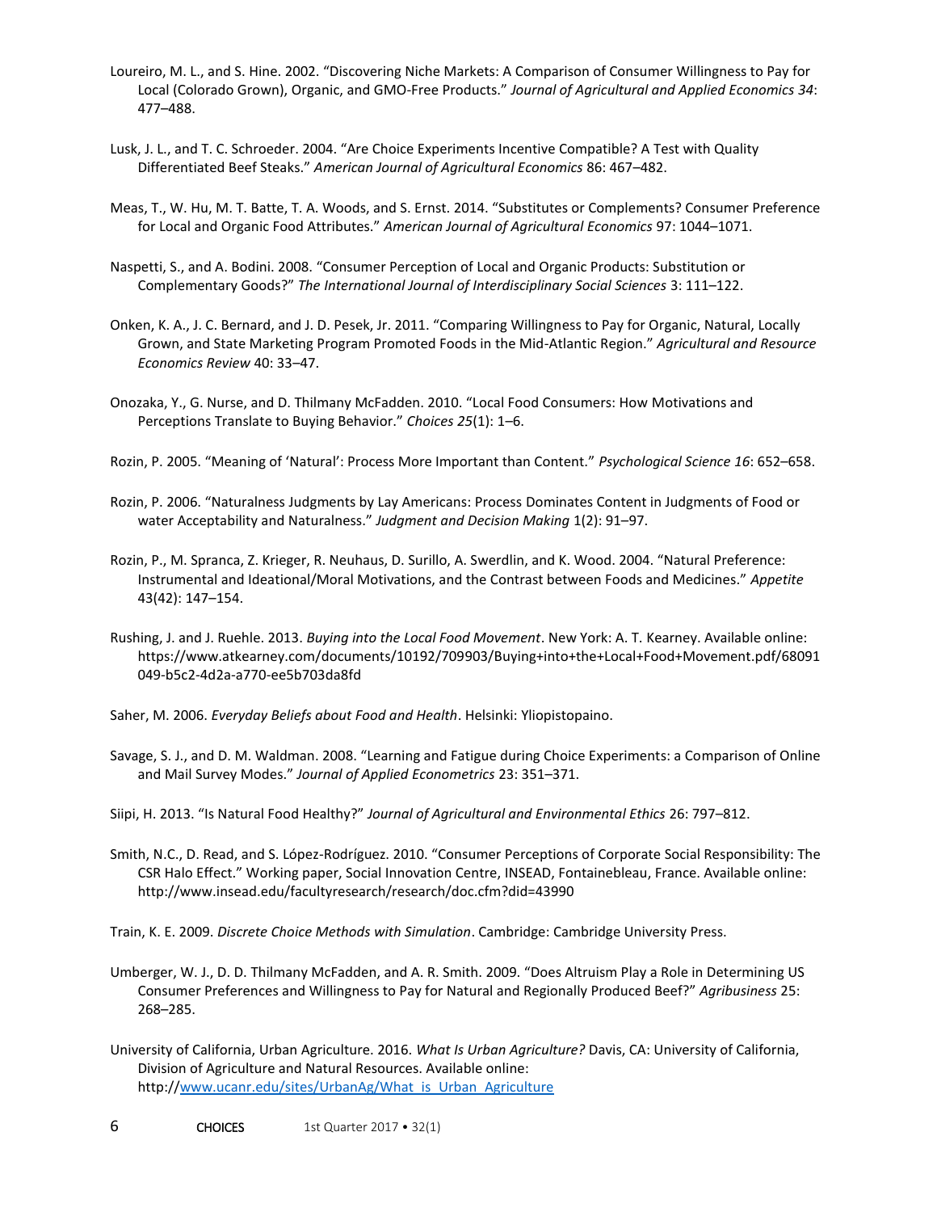Loureiro, M. L., and S. Hine. 2002. "Discovering Niche Markets: A Comparison of Consumer Willingness to Pay for Local (Colorado Grown), Organic, and GMO-Free Products." *Journal of Agricultural and Applied Economics 34*: 477–488.

Lusk, J. L., and T. C. Schroeder. 2004. "Are Choice Experiments Incentive Compatible? A Test with Quality Differentiated Beef Steaks." *American Journal of Agricultural Economics* 86: 467–482.

Meas, T., W. Hu, M. T. Batte, T. A. Woods, and S. Ernst. 2014. "Substitutes or Complements? Consumer Preference for Local and Organic Food Attributes." *American Journal of Agricultural Economics* 97: 1044–1071.

Naspetti, S., and A. Bodini. 2008. "Consumer Perception of Local and Organic Products: Substitution or Complementary Goods?" *The International Journal of Interdisciplinary Social Sciences* 3: 111–122.

Onken, K. A., J. C. Bernard, and J. D. Pesek, Jr. 2011. "Comparing Willingness to Pay for Organic, Natural, Locally Grown, and State Marketing Program Promoted Foods in the Mid-Atlantic Region." *Agricultural and Resource Economics Review* 40: 33–47.

Onozaka, Y., G. Nurse, and D. Thilmany McFadden. 2010. "Local Food Consumers: How Motivations and Perceptions Translate to Buying Behavior." *Choices 25*(1): 1–6.

Rozin, P. 2005. "Meaning of 'Natural': Process More Important than Content." *Psychological Science 16*: 652–658.

Rozin, P. 2006. "Naturalness Judgments by Lay Americans: Process Dominates Content in Judgments of Food or water Acceptability and Naturalness." *Judgment and Decision Making* 1(2): 91–97.

Rozin, P., M. Spranca, Z. Krieger, R. Neuhaus, D. Surillo, A. Swerdlin, and K. Wood. 2004. "Natural Preference: Instrumental and Ideational/Moral Motivations, and the Contrast between Foods and Medicines." *Appetite* 43(42): 147–154.

Rushing, J. and J. Ruehle. 2013. *Buying into the Local Food Movement*. New York: A. T. Kearney. Available online: https://www.atkearney.com/documents/10192/709903/Buying+into+the+Local+Food+Movement.pdf/68091049-b5c2-4d2a-a770-ee5b703da8fd

Saher, M. 2006. *Everyday Beliefs about Food and Health*. Helsinki: Yliopistopaino.

Savage, S. J., and D. M. Waldman. 2008. "Learning and Fatigue during Choice Experiments: a Comparison of Online and Mail Survey Modes." *Journal of Applied Econometrics* 23: 351–371.

Siipi, H. 2013. "Is Natural Food Healthy?" *Journal of Agricultural and Environmental Ethics* 26: 797–812.

Smith, N.C., D. Read, and S. López-Rodríguez. 2010. "Consumer Perceptions of Corporate Social Responsibility: The CSR Halo Effect." Working paper, Social Innovation Centre, INSEAD, Fontainebleau, France. Available online: http://www.insead.edu/facultyresearch/research/doc.cfm?did=43990

Train, K. E. 2009. *Discrete Choice Methods with Simulation*. Cambridge: Cambridge University Press.

Umberger, W. J., D. D. Thilmany McFadden, and A. R. Smith. 2009. "Does Altruism Play a Role in Determining US Consumer Preferences and Willingness to Pay for Natural and Regionally Produced Beef?" *Agribusiness* 25: 268–285.

University of California, Urban Agriculture. 2016. *What Is Urban Agriculture?* Davis, CA: University of California, Division of Agriculture and Natural Resources. Available online: http://www.ucanr.edu/sites/UrbanAg/What_is_Urban_Agriculture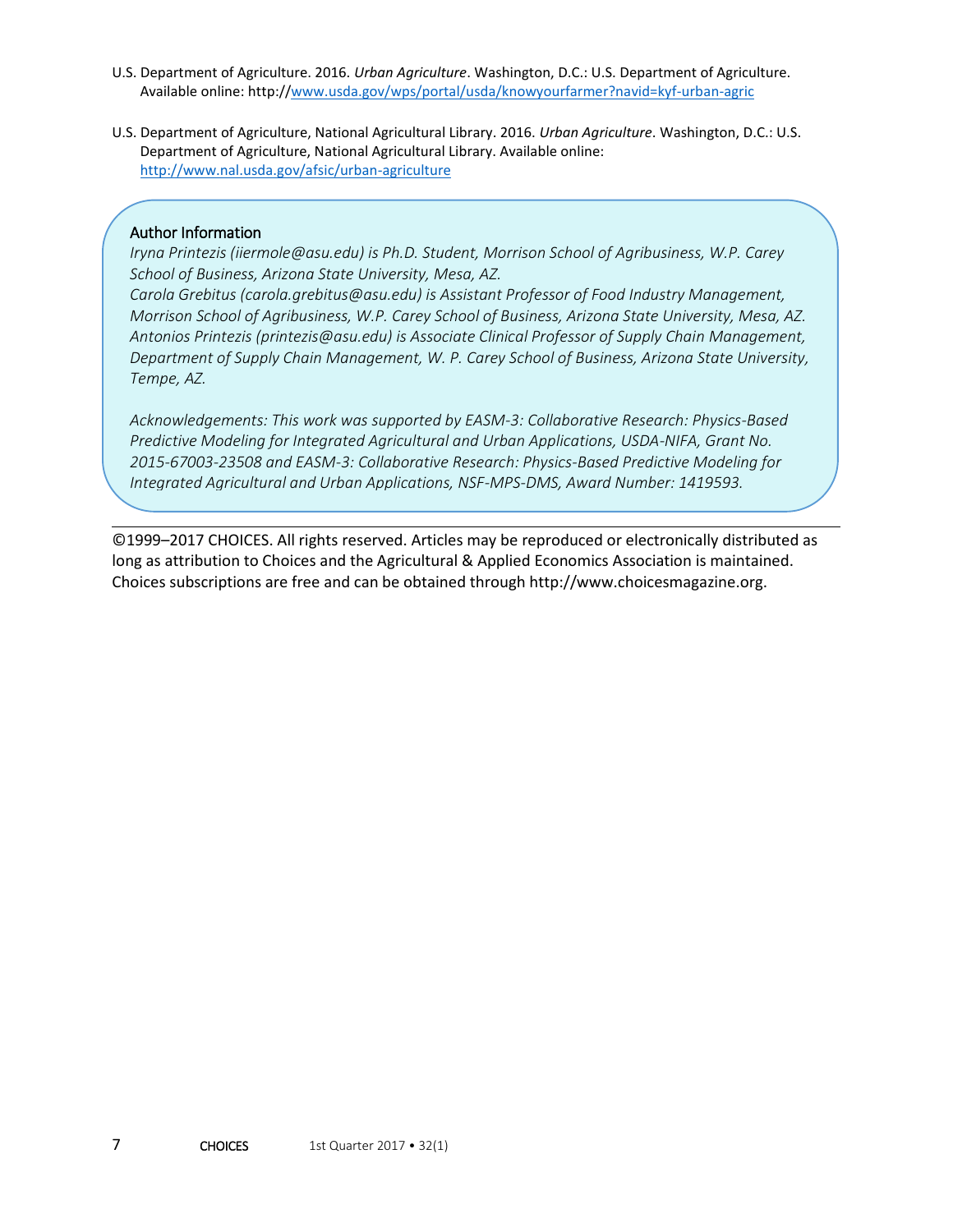U.S. Department of Agriculture. 2016. *Urban Agriculture*. Washington, D.C.: U.S. Department of Agriculture. Available online: http://www.usda.gov/wps/portal/usda/knowyourfarmer?navid=kyf-urban-agric

U.S. Department of Agriculture, National Agricultural Library. 2016. *Urban Agriculture*. Washington, D.C.: U.S. Department of Agriculture, National Agricultural Library. Available online: http://www.nal.usda.gov/afsic/urban-agriculture

Author Information

*Iryna Printezis (iiermole@asu.edu) is Ph.D. Student, Morrison School of Agribusiness, W.P. Carey School of Business, Arizona State University, Mesa, AZ.*
*Carola Grebitus (carola.grebitus@asu.edu) is Assistant Professor of Food Industry Management, Morrison School of Agribusiness, W.P. Carey School of Business, Arizona State University, Mesa, AZ.*
*Antonios Printezis (printezis@asu.edu) is Associate Clinical Professor of Supply Chain Management, Department of Supply Chain Management, W. P. Carey School of Business, Arizona State University, Tempe, AZ.*

*Acknowledgements: This work was supported by EASM-3: Collaborative Research: Physics-Based Predictive Modeling for Integrated Agricultural and Urban Applications, USDA-NIFA, Grant No. 2015-67003-23508 and EASM-3: Collaborative Research: Physics-Based Predictive Modeling for Integrated Agricultural and Urban Applications, NSF-MPS-DMS, Award Number: 1419593.*

---

©1999–2017 CHOICES. All rights reserved. Articles may be reproduced or electronically distributed as long as attribution to Choices and the Agricultural & Applied Economics Association is maintained. Choices subscriptions are free and can be obtained through http://www.choicesmagazine.org.